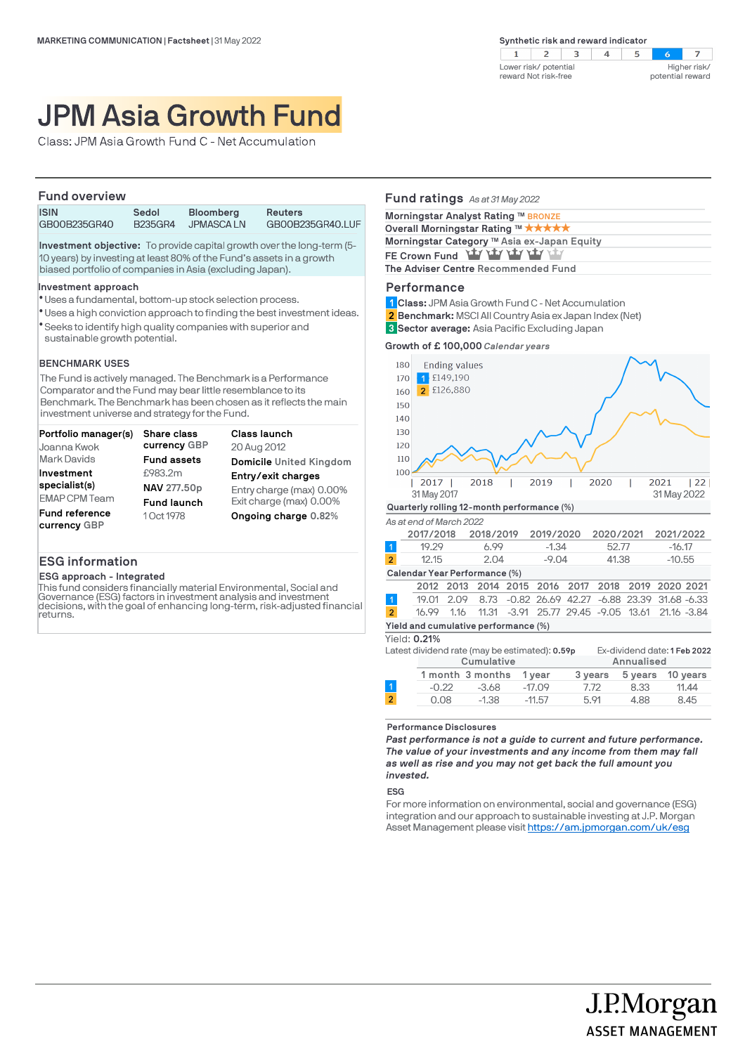MARKETING COMMUNICATION | Factsheet | 31 May 2022

Synthetic risk and reward indicator

| 1 | 2 | 3 | 4 | 5 | 6 | 7 |
|---|---|---|---|---|---|---|

Lower risk/ potential reward Not risk-free — Higher risk/ potential reward

# JPM Asia Growth Fund

Class: JPM Asia Growth Fund C - Net Accumulation

## Fund overview

| ISIN | Sedol | Bloomberg | Reuters |
|---|---|---|---|
| GB00B235GR40 | B235GR4 | JPMASCA LN | GB00B235GR40.LUF |

**Investment objective:** To provide capital growth over the long-term (5-10 years) by investing at least 80% of the Fund's assets in a growth biased portfolio of companies in Asia (excluding Japan).

**Investment approach**

- Uses a fundamental, bottom-up stock selection process.
- Uses a high conviction approach to finding the best investment ideas.
- Seeks to identify high quality companies with superior and sustainable growth potential.

**BENCHMARK USES**

The Fund is actively managed. The Benchmark is a Performance Comparator and the Fund may bear little resemblance to its Benchmark. The Benchmark has been chosen as it reflects the main investment universe and strategy for the Fund.

**Portfolio manager(s)**
Joanna Kwok
Mark Davids

**Investment specialist(s)**
EMAP CPM Team

**Fund reference currency** GBP

**Share class currency** GBP

**Fund assets**
£983.2m

**NAV** 277.50p

**Fund launch**
1 Oct 1978

**Class launch**
20 Aug 2012

**Domicile** United Kingdom

**Entry/exit charges**
Entry charge (max) 0.00%
Exit charge (max) 0.00%

**Ongoing charge** 0.82%

## ESG information

**ESG approach - Integrated**

This fund considers financially material Environmental, Social and Governance (ESG) factors in investment analysis and investment decisions, with the goal of enhancing long-term, risk-adjusted financial returns.

## Fund ratings *As at 31 May 2022*

**Morningstar Analyst Rating** ™ BRONZE
**Overall Morningstar Rating** ™ ★★★★★
**Morningstar Category** ™ Asia ex-Japan Equity
**FE Crown Fund**
**The Adviser Centre** Recommended Fund

## Performance

1 **Class:** JPM Asia Growth Fund C - Net Accumulation
2 **Benchmark:** MSCI All Country Asia ex Japan Index (Net)
3 **Sector average:** Asia Pacific Excluding Japan

**Growth of £ 100,000** *Calendar years*

Ending values
1 £149,190
2 £126,880

31 May 2017 — 31 May 2022

**Quarterly rolling 12-month performance (%)**

*As at end of March 2022*

| | 2017/2018 | 2018/2019 | 2019/2020 | 2020/2021 | 2021/2022 |
|---|---|---|---|---|---|
| 1 | 19.29 | 6.99 | -1.34 | 52.77 | -16.17 |
| 2 | 12.15 | 2.04 | -9.04 | 41.38 | -10.55 |

**Calendar Year Performance (%)**

| | 2012 | 2013 | 2014 | 2015 | 2016 | 2017 | 2018 | 2019 | 2020 | 2021 |
|---|---|---|---|---|---|---|---|---|---|---|
| 1 | 19.01 | 2.09 | 8.73 | -0.82 | 26.69 | 42.27 | -6.88 | 23.39 | 31.68 | -6.33 |
| 2 | 16.99 | 1.16 | 11.31 | -3.91 | 25.77 | 29.45 | -9.05 | 13.61 | 21.16 | -3.84 |

**Yield and cumulative performance (%)**

Yield: **0.21%**

Latest dividend rate (may be estimated): **0.59p**    Ex-dividend date: **1 Feb 2022**

| | Cumulative | | | Annualised | | |
|---|---|---|---|---|---|---|
| | 1 month | 3 months | 1 year | 3 years | 5 years | 10 years |
| 1 | -0.22 | -3.68 | -17.09 | 7.72 | 8.33 | 11.44 |
| 2 | 0.08 | -1.38 | -11.57 | 5.91 | 4.88 | 8.45 |

**Performance Disclosures**

***Past performance is not a guide to current and future performance. The value of your investments and any income from them may fall as well as rise and you may not get back the full amount you invested.***

**ESG**

For more information on environmental, social and governance (ESG) integration and our approach to sustainable investing at J.P. Morgan Asset Management please visit https://am.jpmorgan.com/uk/esg

J.P.Morgan ASSET MANAGEMENT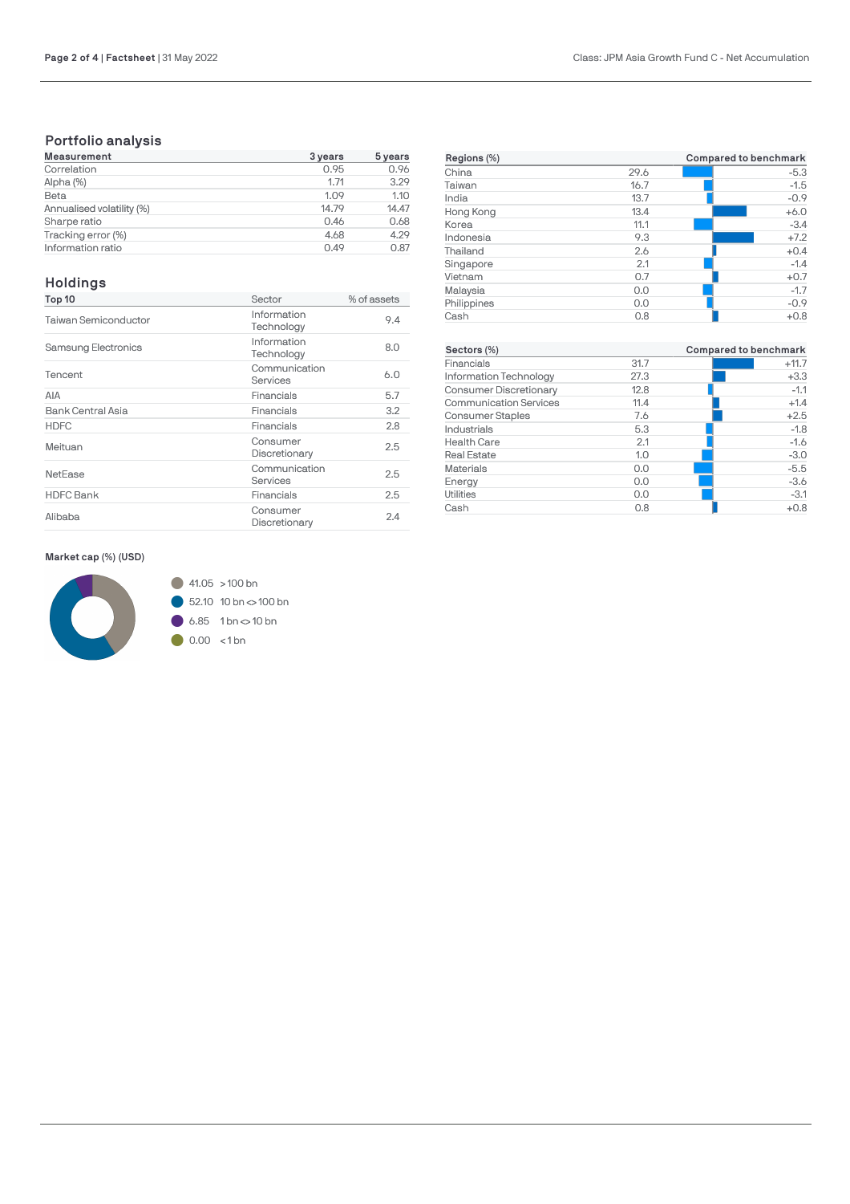## Portfolio analysis

| Measurement | 3 years | 5 years |
|---|---|---|
| Correlation | 0.95 | 0.96 |
| Alpha (%) | 1.71 | 3.29 |
| Beta | 1.09 | 1.10 |
| Annualised volatility (%) | 14.79 | 14.47 |
| Sharpe ratio | 0.46 | 0.68 |
| Tracking error (%) | 4.68 | 4.29 |
| Information ratio | 0.49 | 0.87 |

## Holdings

| Top 10 | Sector | % of assets |
|---|---|---|
| Taiwan Semiconductor | Information Technology | 9.4 |
| Samsung Electronics | Information Technology | 8.0 |
| Tencent | Communication Services | 6.0 |
| AIA | Financials | 5.7 |
| Bank Central Asia | Financials | 3.2 |
| HDFC | Financials | 2.8 |
| Meituan | Consumer Discretionary | 2.5 |
| NetEase | Communication Services | 2.5 |
| HDFC Bank | Financials | 2.5 |
| Alibaba | Consumer Discretionary | 2.4 |

### Market cap (%) (USD)

- 41.05 >100 bn
- 52.10 10 bn <> 100 bn
- 6.85 1 bn <> 10 bn
- 0.00 <1 bn

| Regions (%) | | Compared to benchmark |
|---|---|---|
| China | 29.6 | -5.3 |
| Taiwan | 16.7 | -1.5 |
| India | 13.7 | -0.9 |
| Hong Kong | 13.4 | +6.0 |
| Korea | 11.1 | -3.4 |
| Indonesia | 9.3 | +7.2 |
| Thailand | 2.6 | +0.4 |
| Singapore | 2.1 | -1.4 |
| Vietnam | 0.7 | +0.7 |
| Malaysia | 0.0 | -1.7 |
| Philippines | 0.0 | -0.9 |
| Cash | 0.8 | +0.8 |

| Sectors (%) | | Compared to benchmark |
|---|---|---|
| Financials | 31.7 | +11.7 |
| Information Technology | 27.3 | +3.3 |
| Consumer Discretionary | 12.8 | -1.1 |
| Communication Services | 11.4 | +1.4 |
| Consumer Staples | 7.6 | +2.5 |
| Industrials | 5.3 | -1.8 |
| Health Care | 2.1 | -1.6 |
| Real Estate | 1.0 | -3.0 |
| Materials | 0.0 | -5.5 |
| Energy | 0.0 | -3.6 |
| Utilities | 0.0 | -3.1 |
| Cash | 0.8 | +0.8 |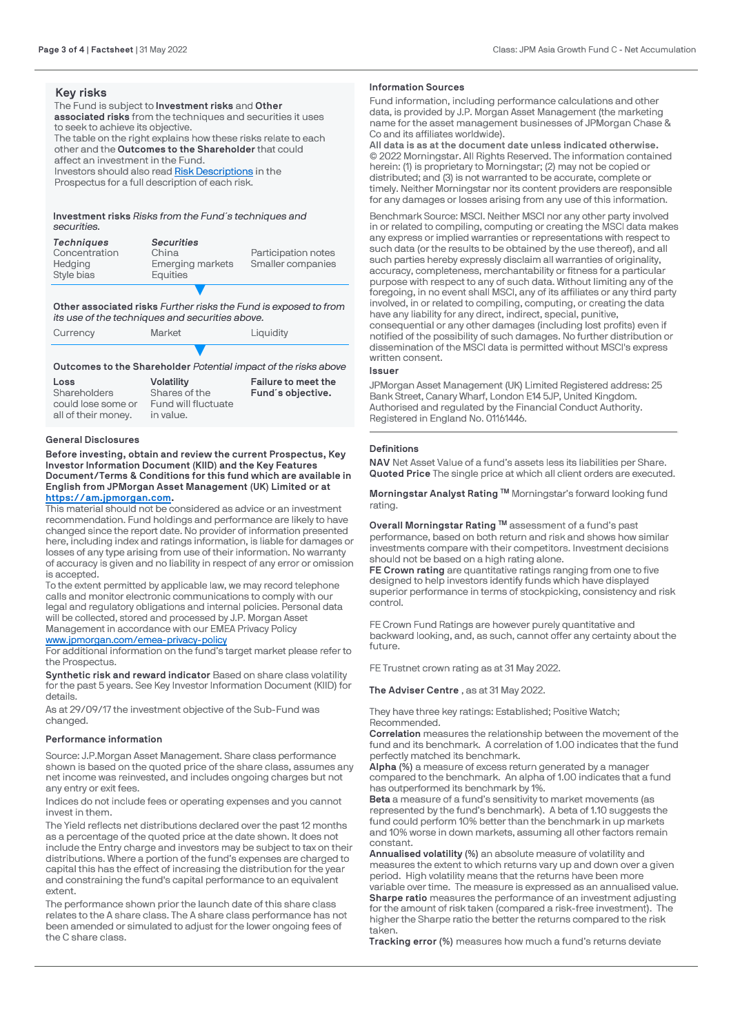## Key risks

The Fund is subject to **Investment risks** and **Other associated risks** from the techniques and securities it uses to seek to achieve its objective.

The table on the right explains how these risks relate to each other and the **Outcomes to the Shareholder** that could affect an investment in the Fund.

Investors should also read Risk Descriptions in the Prospectus for a full description of each risk.

**Investment risks** *Risks from the Fund´s techniques and securities.*

| *Techniques* | *Securities* | |
|---|---|---|
| Concentration | China | Participation notes |
| Hedging | Emerging markets | Smaller companies |
| Style bias | Equities | |

**Other associated risks** *Further risks the Fund is exposed to from its use of the techniques and securities above.*

| Currency | Market | Liquidity |
|---|---|---|

**Outcomes to the Shareholder** *Potential impact of the risks above*

| **Loss** | **Volatility** | **Failure to meet the Fund´s objective.** |
|---|---|---|
| Shareholders could lose some or all of their money. | Shares of the Fund will fluctuate in value. | |

### General Disclosures

**Before investing, obtain and review the current Prospectus, Key Investor Information Document (KIID) and the Key Features Document/Terms & Conditions for this fund which are available in English from JPMorgan Asset Management (UK) Limited or at https://am.jpmorgan.com.**

This material should not be considered as advice or an investment recommendation. Fund holdings and performance are likely to have changed since the report date. No provider of information presented here, including index and ratings information, is liable for damages or losses of any type arising from use of their information. No warranty of accuracy is given and no liability in respect of any error or omission is accepted.

To the extent permitted by applicable law, we may record telephone calls and monitor electronic communications to comply with our legal and regulatory obligations and internal policies. Personal data will be collected, stored and processed by J.P. Morgan Asset Management in accordance with our EMEA Privacy Policy www.jpmorgan.com/emea-privacy-policy

For additional information on the fund's target market please refer to the Prospectus.

**Synthetic risk and reward indicator** Based on share class volatility for the past 5 years. See Key Investor Information Document (KIID) for details.

As at 29/09/17 the investment objective of the Sub-Fund was changed.

### Performance information

Source: J.P.Morgan Asset Management. Share class performance shown is based on the quoted price of the share class, assumes any net income was reinvested, and includes ongoing charges but not any entry or exit fees.

Indices do not include fees or operating expenses and you cannot invest in them.

The Yield reflects net distributions declared over the past 12 months as a percentage of the quoted price at the date shown. It does not include the Entry charge and investors may be subject to tax on their distributions. Where a portion of the fund's expenses are charged to capital this has the effect of increasing the distribution for the year and constraining the fund's capital performance to an equivalent extent.

The performance shown prior the launch date of this share class relates to the A share class. The A share class performance has not been amended or simulated to adjust for the lower ongoing fees of the C share class.

### Information Sources

Fund information, including performance calculations and other data, is provided by J.P. Morgan Asset Management (the marketing name for the asset management businesses of JPMorgan Chase & Co and its affiliates worldwide).

**All data is as at the document date unless indicated otherwise.**

© 2022 Morningstar. All Rights Reserved. The information contained herein: (1) is proprietary to Morningstar; (2) may not be copied or distributed; and (3) is not warranted to be accurate, complete or timely. Neither Morningstar nor its content providers are responsible for any damages or losses arising from any use of this information.

Benchmark Source: MSCI. Neither MSCI nor any other party involved in or related to compiling, computing or creating the MSCI data makes any express or implied warranties or representations with respect to such data (or the results to be obtained by the use thereof), and all such parties hereby expressly disclaim all warranties of originality, accuracy, completeness, merchantability or fitness for a particular purpose with respect to any of such data. Without limiting any of the foregoing, in no event shall MSCI, any of its affiliates or any third party involved in or related to compiling, computing, or creating the data have any liability for any direct, indirect, special, punitive, consequential or any other damages (including lost profits) even if notified of the possibility of such damages. No further distribution or dissemination of the MSCI data is permitted without MSCI's express written consent.

### Issuer

JPMorgan Asset Management (UK) Limited Registered address: 25 Bank Street, Canary Wharf, London E14 5JP, United Kingdom. Authorised and regulated by the Financial Conduct Authority. Registered in England No. 01161446.

### Definitions

**NAV** Net Asset Value of a fund's assets less its liabilities per Share.

**Quoted Price** The single price at which all client orders are executed.

**Morningstar Analyst Rating ™** Morningstar's forward looking fund rating.

**Overall Morningstar Rating ™** assessment of a fund's past performance, based on both return and risk and shows how similar investments compare with their competitors. Investment decisions should not be based on a high rating alone.

**FE Crown rating** are quantitative ratings ranging from one to five designed to help investors identify funds which have displayed superior performance in terms of stockpicking, consistency and risk control.

FE Crown Fund Ratings are however purely quantitative and backward looking, and, as such, cannot offer any certainty about the future.

FE Trustnet crown rating as at 31 May 2022.

**The Adviser Centre** , as at 31 May 2022.

They have three key ratings: Established; Positive Watch; Recommended.

**Correlation** measures the relationship between the movement of the fund and its benchmark. A correlation of 1.00 indicates that the fund perfectly matched its benchmark.

**Alpha (%)** a measure of excess return generated by a manager compared to the benchmark. An alpha of 1.00 indicates that a fund has outperformed its benchmark by 1%.

**Beta** a measure of a fund's sensitivity to market movements (as represented by the fund's benchmark). A beta of 1.10 suggests the fund could perform 10% better than the benchmark in up markets and 10% worse in down markets, assuming all other factors remain constant.

**Annualised volatility (%)** an absolute measure of volatility and measures the extent to which returns vary up and down over a given period. High volatility means that the returns have been more variable over time. The measure is expressed as an annualised value.

**Sharpe ratio** measures the performance of an investment adjusting for the amount of risk taken (compared a risk-free investment). The higher the Sharpe ratio the better the returns compared to the risk taken.

**Tracking error (%)** measures how much a fund's returns deviate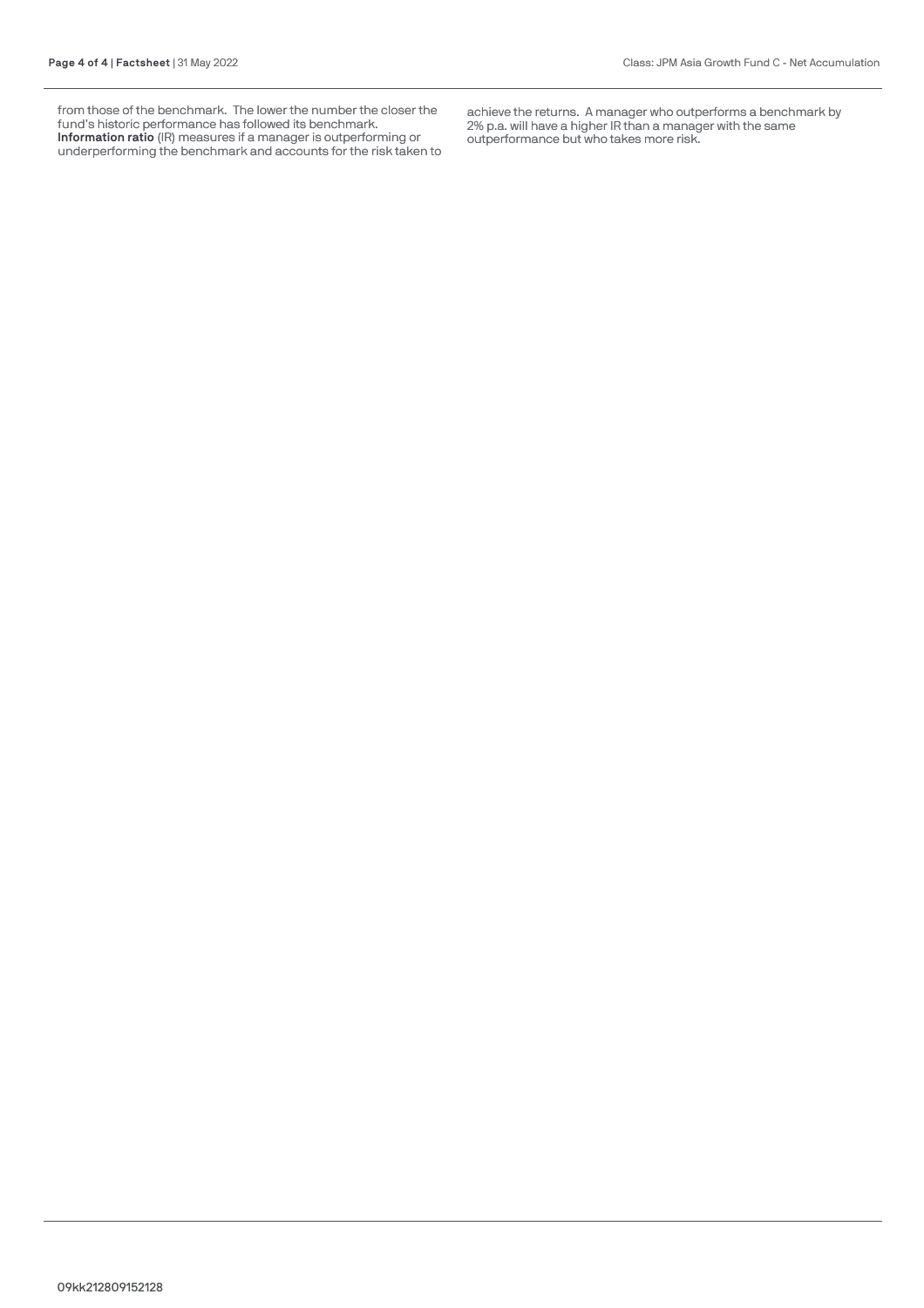from those of the benchmark. The lower the number the closer the fund's historic performance has followed its benchmark.
**Information ratio** (IR) measures if a manager is outperforming or underperforming the benchmark and accounts for the risk taken to achieve the returns. A manager who outperforms a benchmark by 2% p.a. will have a higher IR than a manager with the same outperformance but who takes more risk.

09kk212809152128